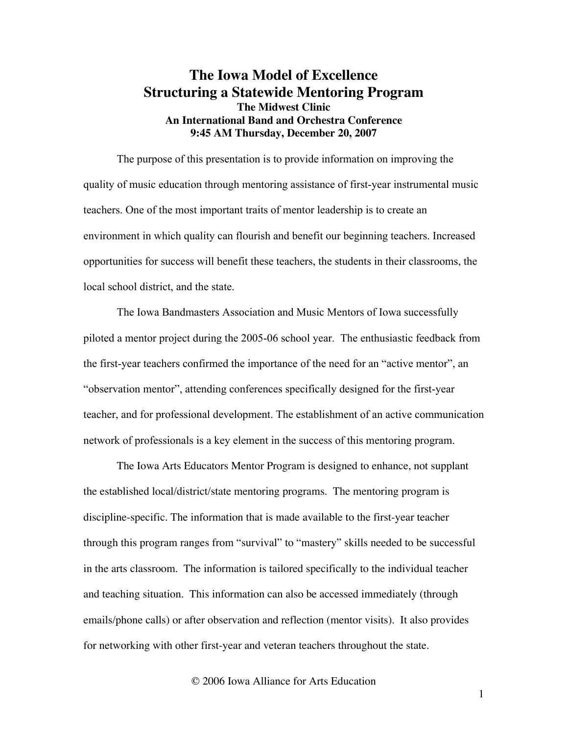# The Iowa Model of Excellence
# Structuring a Statewide Mentoring Program

### The Midwest Clinic
### An International Band and Orchestra Conference
### 9:45 AM Thursday, December 20, 2007

The purpose of this presentation is to provide information on improving the quality of music education through mentoring assistance of first-year instrumental music teachers. One of the most important traits of mentor leadership is to create an environment in which quality can flourish and benefit our beginning teachers. Increased opportunities for success will benefit these teachers, the students in their classrooms, the local school district, and the state.

The Iowa Bandmasters Association and Music Mentors of Iowa successfully piloted a mentor project during the 2005-06 school year. The enthusiastic feedback from the first-year teachers confirmed the importance of the need for an "active mentor", an "observation mentor", attending conferences specifically designed for the first-year teacher, and for professional development. The establishment of an active communication network of professionals is a key element in the success of this mentoring program.

The Iowa Arts Educators Mentor Program is designed to enhance, not supplant the established local/district/state mentoring programs. The mentoring program is discipline-specific. The information that is made available to the first-year teacher through this program ranges from "survival" to "mastery" skills needed to be successful in the arts classroom. The information is tailored specifically to the individual teacher and teaching situation. This information can also be accessed immediately (through emails/phone calls) or after observation and reflection (mentor visits). It also provides for networking with other first-year and veteran teachers throughout the state.

© 2006 Iowa Alliance for Arts Education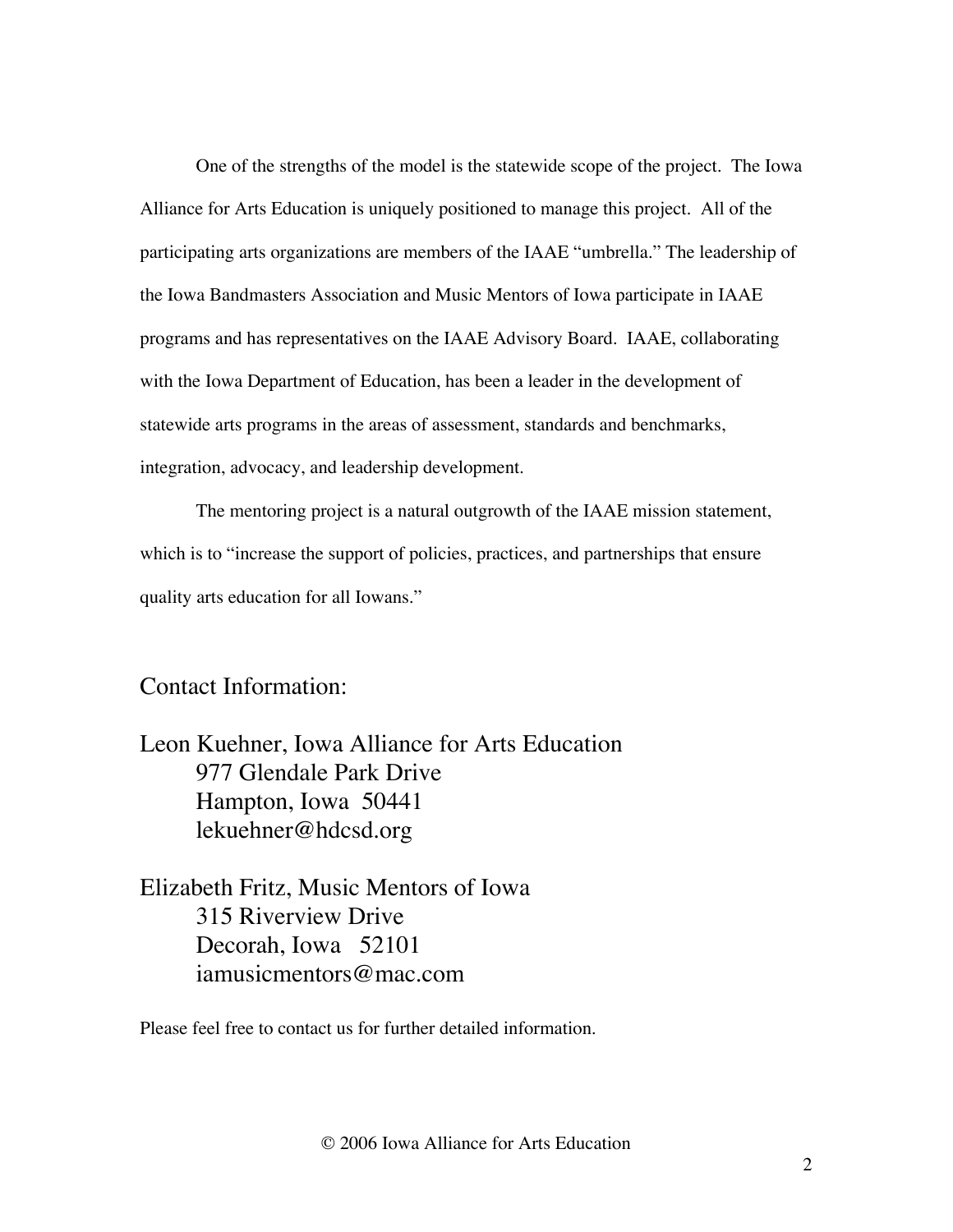One of the strengths of the model is the statewide scope of the project. The Iowa Alliance for Arts Education is uniquely positioned to manage this project. All of the participating arts organizations are members of the IAAE "umbrella." The leadership of the Iowa Bandmasters Association and Music Mentors of Iowa participate in IAAE programs and has representatives on the IAAE Advisory Board. IAAE, collaborating with the Iowa Department of Education, has been a leader in the development of statewide arts programs in the areas of assessment, standards and benchmarks, integration, advocacy, and leadership development.

The mentoring project is a natural outgrowth of the IAAE mission statement, which is to "increase the support of policies, practices, and partnerships that ensure quality arts education for all Iowans."

## Contact Information:

Leon Kuehner, Iowa Alliance for Arts Education
977 Glendale Park Drive
Hampton, Iowa 50441
lekuehner@hdcsd.org

Elizabeth Fritz, Music Mentors of Iowa
315 Riverview Drive
Decorah, Iowa 52101
iamusicmentors@mac.com

Please feel free to contact us for further detailed information.

© 2006 Iowa Alliance for Arts Education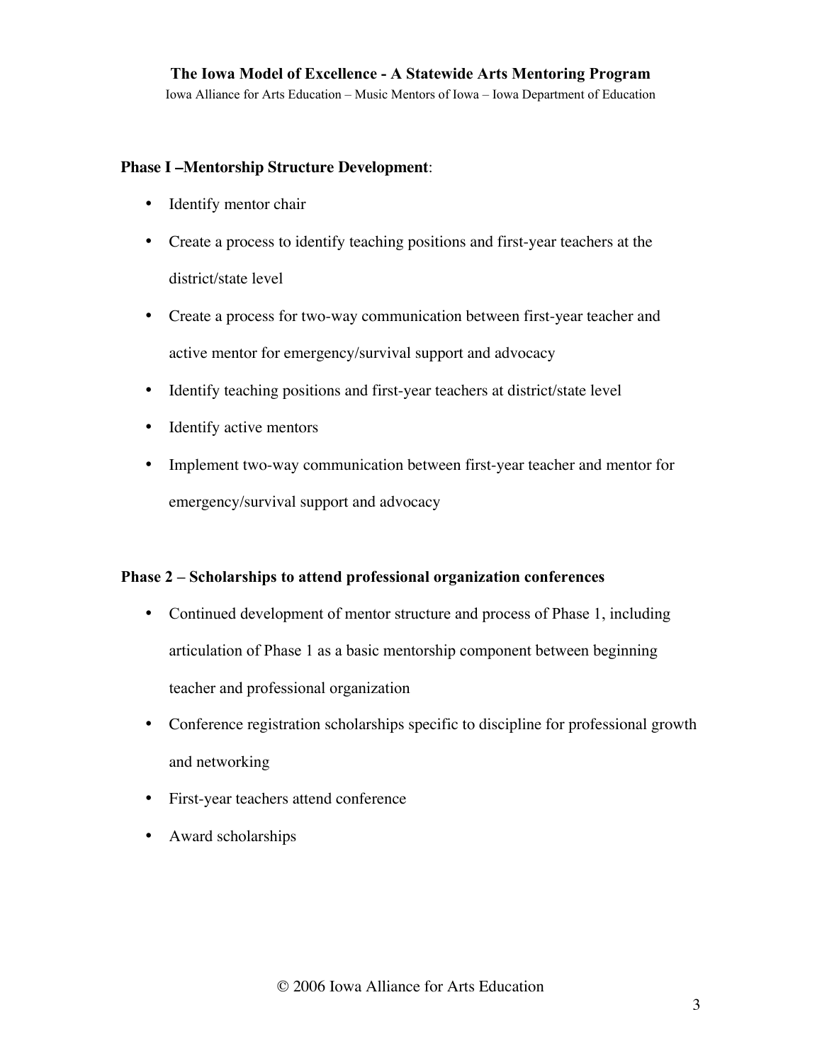**Phase I –Mentorship Structure Development**:

- Identify mentor chair
- Create a process to identify teaching positions and first-year teachers at the district/state level
- Create a process for two-way communication between first-year teacher and active mentor for emergency/survival support and advocacy
- Identify teaching positions and first-year teachers at district/state level
- Identify active mentors
- Implement two-way communication between first-year teacher and mentor for emergency/survival support and advocacy

**Phase 2 – Scholarships to attend professional organization conferences**

- Continued development of mentor structure and process of Phase 1, including articulation of Phase 1 as a basic mentorship component between beginning teacher and professional organization
- Conference registration scholarships specific to discipline for professional growth and networking
- First-year teachers attend conference
- Award scholarships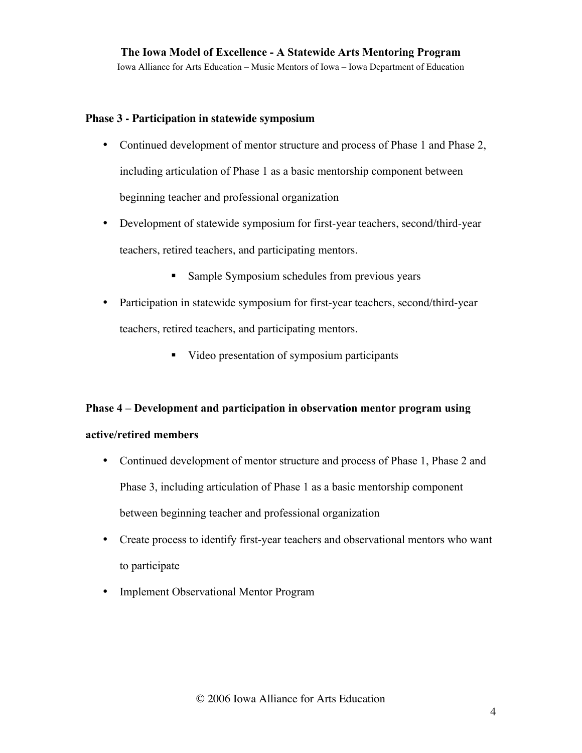**Phase 3 - Participation in statewide symposium**

- Continued development of mentor structure and process of Phase 1 and Phase 2, including articulation of Phase 1 as a basic mentorship component between beginning teacher and professional organization
- Development of statewide symposium for first-year teachers, second/third-year teachers, retired teachers, and participating mentors.
  - Sample Symposium schedules from previous years
- Participation in statewide symposium for first-year teachers, second/third-year teachers, retired teachers, and participating mentors.
  - Video presentation of symposium participants

**Phase 4 – Development and participation in observation mentor program using active/retired members**

- Continued development of mentor structure and process of Phase 1, Phase 2 and Phase 3, including articulation of Phase 1 as a basic mentorship component between beginning teacher and professional organization
- Create process to identify first-year teachers and observational mentors who want to participate
- Implement Observational Mentor Program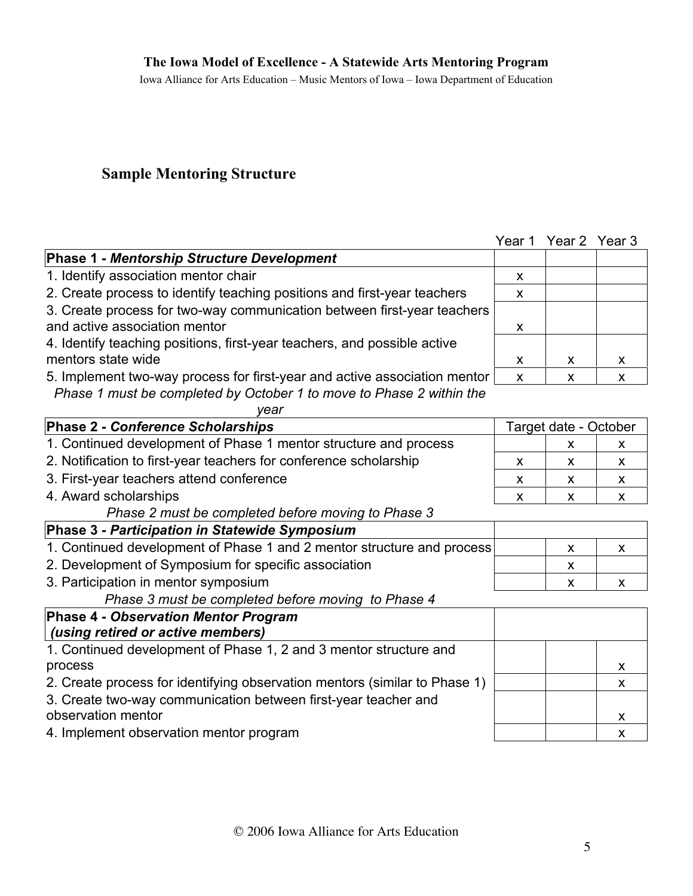## Sample Mentoring Structure

| | Year 1 | Year 2 | Year 3 |
|---|---|---|---|
| **Phase 1 - *Mentorship Structure Development*** | | | |
| 1. Identify association mentor chair | x | | |
| 2. Create process to identify teaching positions and first-year teachers | x | | |
| 3. Create process for two-way communication between first-year teachers and active association mentor | x | | |
| 4. Identify teaching positions, first-year teachers, and possible active mentors state wide | x | x | x |
| 5. Implement two-way process for first-year and active association mentor | x | x | x |
| *Phase 1 must be completed by October 1 to move to Phase 2 within the year* | | | |
| **Phase 2 - *Conference Scholarships*** | Target date - October | | |
| 1. Continued development of Phase 1 mentor structure and process | | x | x |
| 2. Notification to first-year teachers for conference scholarship | x | x | x |
| 3. First-year teachers attend conference | x | x | x |
| 4. Award scholarships | x | x | x |
| *Phase 2 must be completed before moving to Phase 3* | | | |
| **Phase 3 - *Participation in Statewide Symposium*** | | | |
| 1. Continued development of Phase 1 and 2 mentor structure and process | | x | x |
| 2. Development of Symposium for specific association | | x | |
| 3. Participation in mentor symposium | | x | x |
| *Phase 3 must be completed before moving to Phase 4* | | | |
| **Phase 4 - *Observation Mentor Program (using retired or active members)*** | | | |
| 1. Continued development of Phase 1, 2 and 3 mentor structure and process | | | x |
| 2. Create process for identifying observation mentors (similar to Phase 1) | | | x |
| 3. Create two-way communication between first-year teacher and observation mentor | | | x |
| 4. Implement observation mentor program | | | x |

© 2006 Iowa Alliance for Arts Education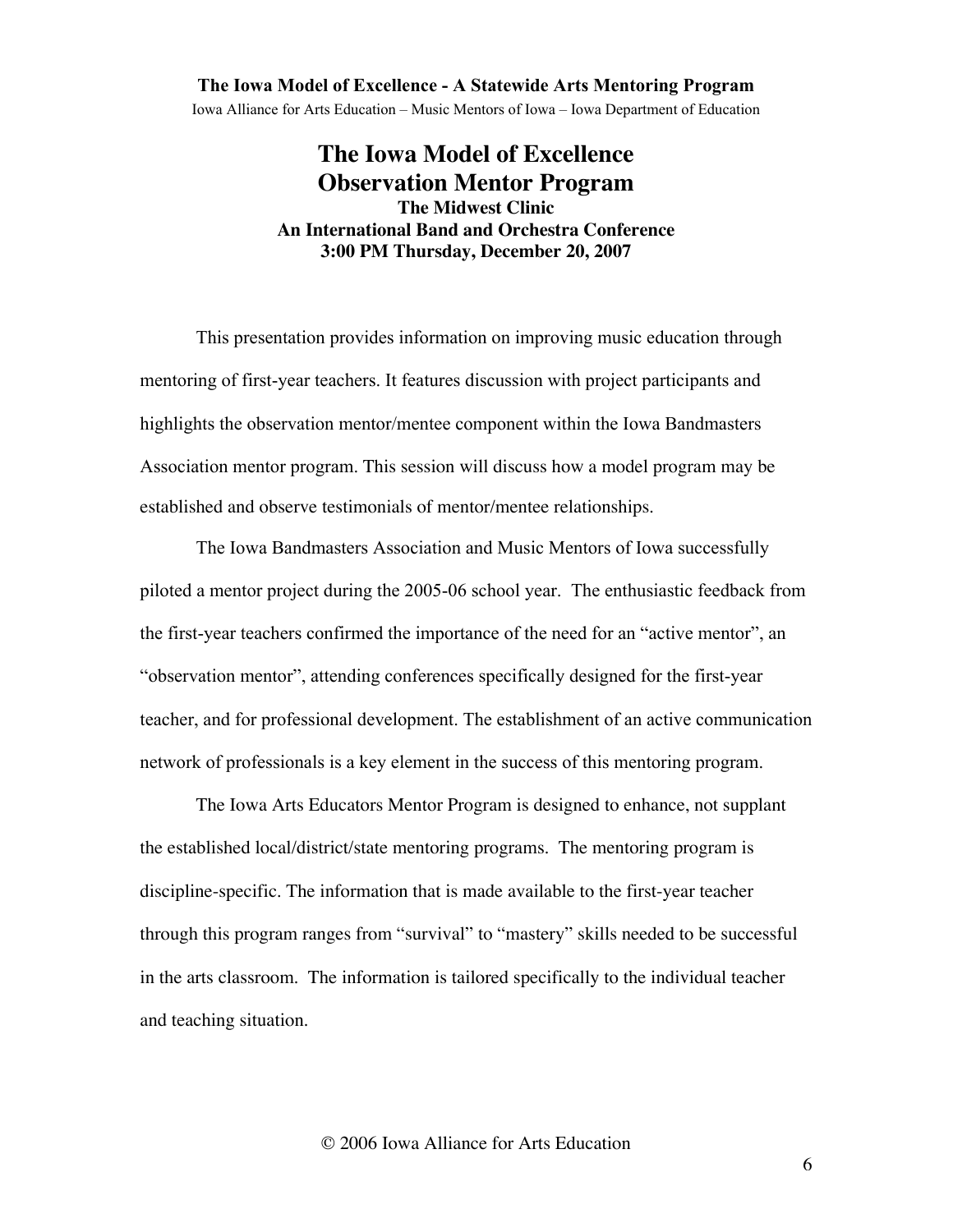# The Iowa Model of Excellence
# Observation Mentor Program

### The Midwest Clinic
### An International Band and Orchestra Conference
### 3:00 PM Thursday, December 20, 2007

This presentation provides information on improving music education through mentoring of first-year teachers. It features discussion with project participants and highlights the observation mentor/mentee component within the Iowa Bandmasters Association mentor program. This session will discuss how a model program may be established and observe testimonials of mentor/mentee relationships.

The Iowa Bandmasters Association and Music Mentors of Iowa successfully piloted a mentor project during the 2005-06 school year. The enthusiastic feedback from the first-year teachers confirmed the importance of the need for an "active mentor", an "observation mentor", attending conferences specifically designed for the first-year teacher, and for professional development. The establishment of an active communication network of professionals is a key element in the success of this mentoring program.

The Iowa Arts Educators Mentor Program is designed to enhance, not supplant the established local/district/state mentoring programs. The mentoring program is discipline-specific. The information that is made available to the first-year teacher through this program ranges from "survival" to "mastery" skills needed to be successful in the arts classroom. The information is tailored specifically to the individual teacher and teaching situation.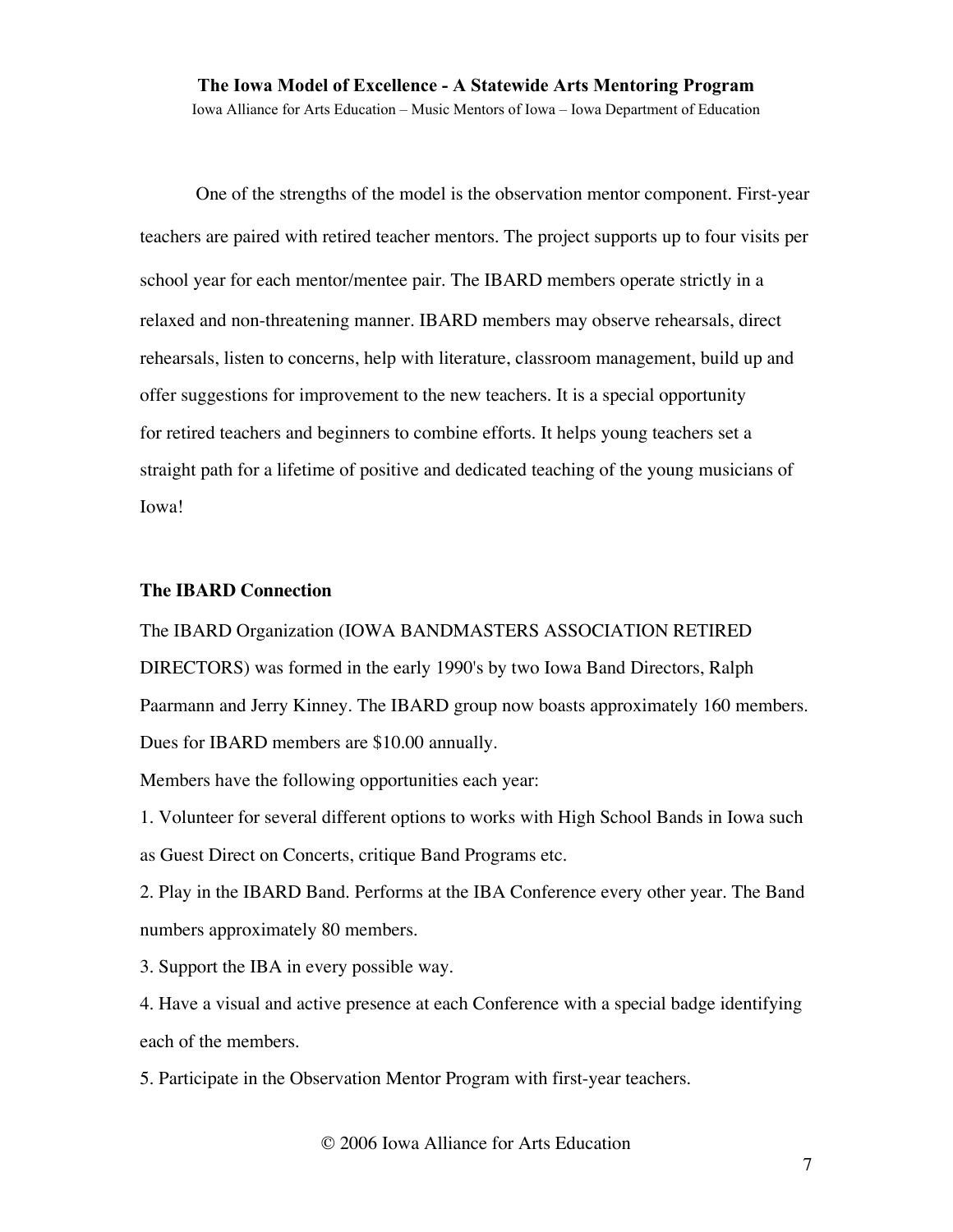One of the strengths of the model is the observation mentor component. First-year teachers are paired with retired teacher mentors. The project supports up to four visits per school year for each mentor/mentee pair. The IBARD members operate strictly in a relaxed and non-threatening manner. IBARD members may observe rehearsals, direct rehearsals, listen to concerns, help with literature, classroom management, build up and offer suggestions for improvement to the new teachers. It is a special opportunity for retired teachers and beginners to combine efforts. It helps young teachers set a straight path for a lifetime of positive and dedicated teaching of the young musicians of Iowa!

**The IBARD Connection**

The IBARD Organization (IOWA BANDMASTERS ASSOCIATION RETIRED DIRECTORS) was formed in the early 1990's by two Iowa Band Directors, Ralph Paarmann and Jerry Kinney. The IBARD group now boasts approximately 160 members. Dues for IBARD members are $10.00 annually.

Members have the following opportunities each year:

1. Volunteer for several different options to works with High School Bands in Iowa such as Guest Direct on Concerts, critique Band Programs etc.
2. Play in the IBARD Band. Performs at the IBA Conference every other year. The Band numbers approximately 80 members.
3. Support the IBA in every possible way.
4. Have a visual and active presence at each Conference with a special badge identifying each of the members.
5. Participate in the Observation Mentor Program with first-year teachers.

© 2006 Iowa Alliance for Arts Education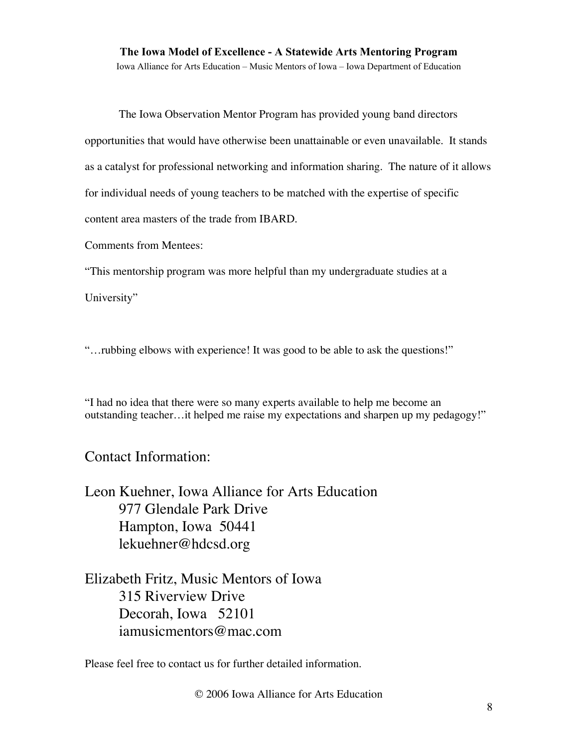The Iowa Observation Mentor Program has provided young band directors opportunities that would have otherwise been unattainable or even unavailable. It stands as a catalyst for professional networking and information sharing. The nature of it allows for individual needs of young teachers to be matched with the expertise of specific content area masters of the trade from IBARD.

Comments from Mentees:

"This mentorship program was more helpful than my undergraduate studies at a University"

"…rubbing elbows with experience! It was good to be able to ask the questions!"

"I had no idea that there were so many experts available to help me become an outstanding teacher…it helped me raise my expectations and sharpen up my pedagogy!"

## Contact Information:

Leon Kuehner, Iowa Alliance for Arts Education
977 Glendale Park Drive
Hampton, Iowa 50441
lekuehner@hdcsd.org

Elizabeth Fritz, Music Mentors of Iowa
315 Riverview Drive
Decorah, Iowa 52101
iamusicmentors@mac.com

Please feel free to contact us for further detailed information.

© 2006 Iowa Alliance for Arts Education